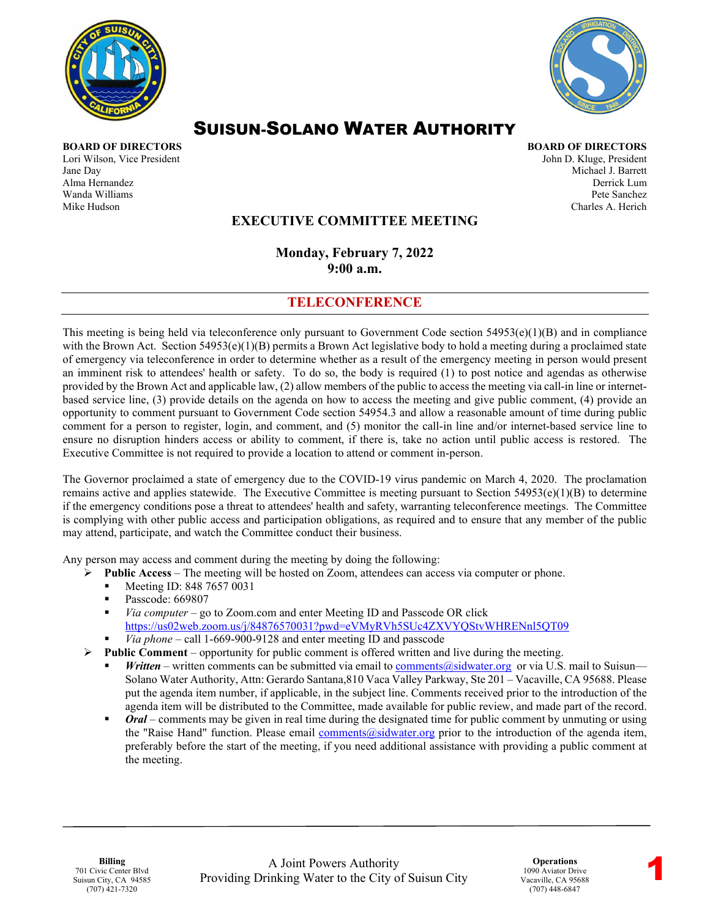# SUISUN-SOLANO WATER AUTHORITY

**BOARD OF DIRECTORS**
Lori Wilson, Vice President
Jane Day
Alma Hernandez
Wanda Williams
Mike Hudson

**BOARD OF DIRECTORS**
John D. Kluge, President
Michael J. Barrett
Derrick Lum
Pete Sanchez
Charles A. Herich

## EXECUTIVE COMMITTEE MEETING

**Monday, February 7, 2022**
**9:00 a.m.**

## TELECONFERENCE

This meeting is being held via teleconference only pursuant to Government Code section 54953(e)(1)(B) and in compliance with the Brown Act. Section 54953(e)(1)(B) permits a Brown Act legislative body to hold a meeting during a proclaimed state of emergency via teleconference in order to determine whether as a result of the emergency meeting in person would present an imminent risk to attendees' health or safety. To do so, the body is required (1) to post notice and agendas as otherwise provided by the Brown Act and applicable law, (2) allow members of the public to access the meeting via call-in line or internet-based service line, (3) provide details on the agenda on how to access the meeting and give public comment, (4) provide an opportunity to comment pursuant to Government Code section 54954.3 and allow a reasonable amount of time during public comment for a person to register, login, and comment, and (5) monitor the call-in line and/or internet-based service line to ensure no disruption hinders access or ability to comment, if there is, take no action until public access is restored. The Executive Committee is not required to provide a location to attend or comment in-person.

The Governor proclaimed a state of emergency due to the COVID-19 virus pandemic on March 4, 2020. The proclamation remains active and applies statewide. The Executive Committee is meeting pursuant to Section 54953(e)(1)(B) to determine if the emergency conditions pose a threat to attendees' health and safety, warranting teleconference meetings. The Committee is complying with other public access and participation obligations, as required and to ensure that any member of the public may attend, participate, and watch the Committee conduct their business.

Any person may access and comment during the meeting by doing the following:

- **Public Access** – The meeting will be hosted on Zoom, attendees can access via computer or phone.
  - Meeting ID: 848 7657 0031
  - Passcode: 669807
  - *Via computer* – go to Zoom.com and enter Meeting ID and Passcode OR click https://us02web.zoom.us/j/84876570031?pwd=eVMyRVh5SUc4ZXVYQStvWHRENnl5QT09
  - *Via phone* – call 1-669-900-9128 and enter meeting ID and passcode
- **Public Comment** – opportunity for public comment is offered written and live during the meeting.
  - ***Written*** – written comments can be submitted via email to comments@sidwater.org or via U.S. mail to Suisun—Solano Water Authority, Attn: Gerardo Santana,810 Vaca Valley Parkway, Ste 201 – Vacaville, CA 95688. Please put the agenda item number, if applicable, in the subject line. Comments received prior to the introduction of the agenda item will be distributed to the Committee, made available for public review, and made part of the record.
  - ***Oral*** – comments may be given in real time during the designated time for public comment by unmuting or using the "Raise Hand" function. Please email comments@sidwater.org prior to the introduction of the agenda item, preferably before the start of the meeting, if you need additional assistance with providing a public comment at the meeting.

**Billing**
701 Civic Center Blvd
Suisun City, CA 94585
(707) 421-7320

A Joint Powers Authority
Providing Drinking Water to the City of Suisun City

**Operations**
1090 Aviator Drive
Vacaville, CA 95688
(707) 448-6847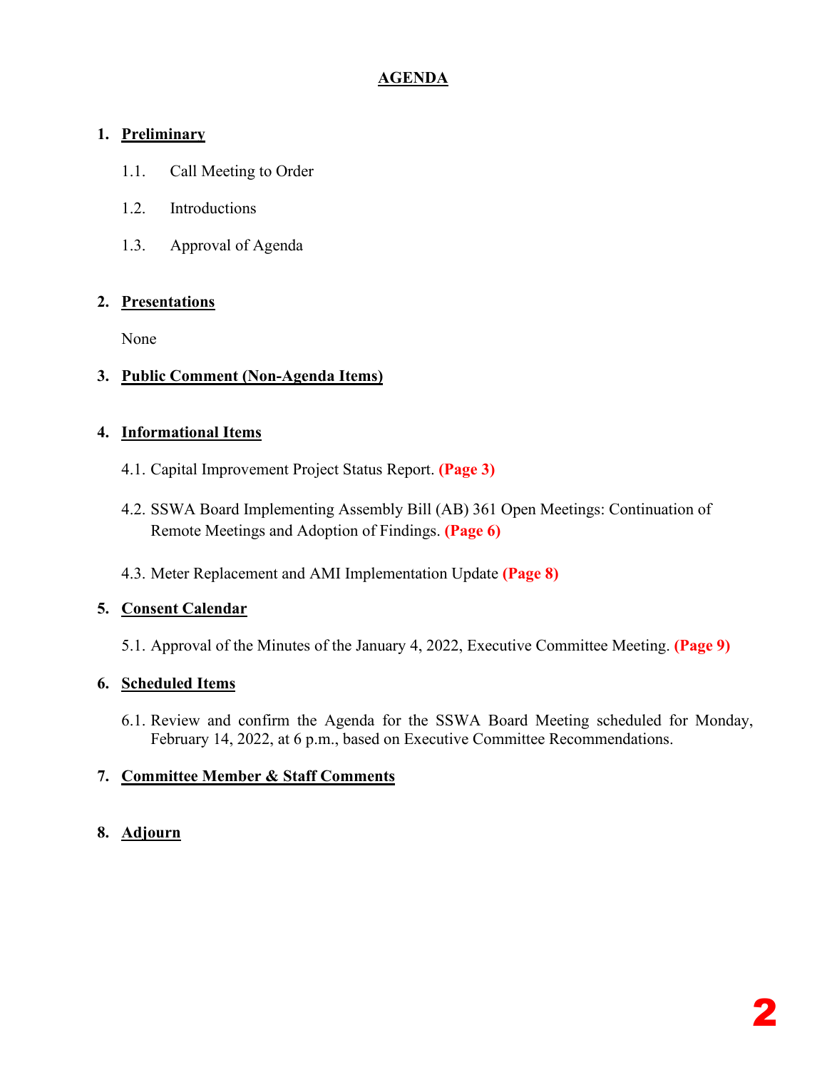# AGENDA

## 1. Preliminary

1.1. Call Meeting to Order

1.2. Introductions

1.3. Approval of Agenda

## 2. Presentations

None

## 3. Public Comment (Non-Agenda Items)

## 4. Informational Items

4.1. Capital Improvement Project Status Report. **(Page 3)**

4.2. SSWA Board Implementing Assembly Bill (AB) 361 Open Meetings: Continuation of Remote Meetings and Adoption of Findings. **(Page 6)**

4.3. Meter Replacement and AMI Implementation Update **(Page 8)**

## 5. Consent Calendar

5.1. Approval of the Minutes of the January 4, 2022, Executive Committee Meeting. **(Page 9)**

## 6. Scheduled Items

6.1. Review and confirm the Agenda for the SSWA Board Meeting scheduled for Monday, February 14, 2022, at 6 p.m., based on Executive Committee Recommendations.

## 7. Committee Member & Staff Comments

## 8. Adjourn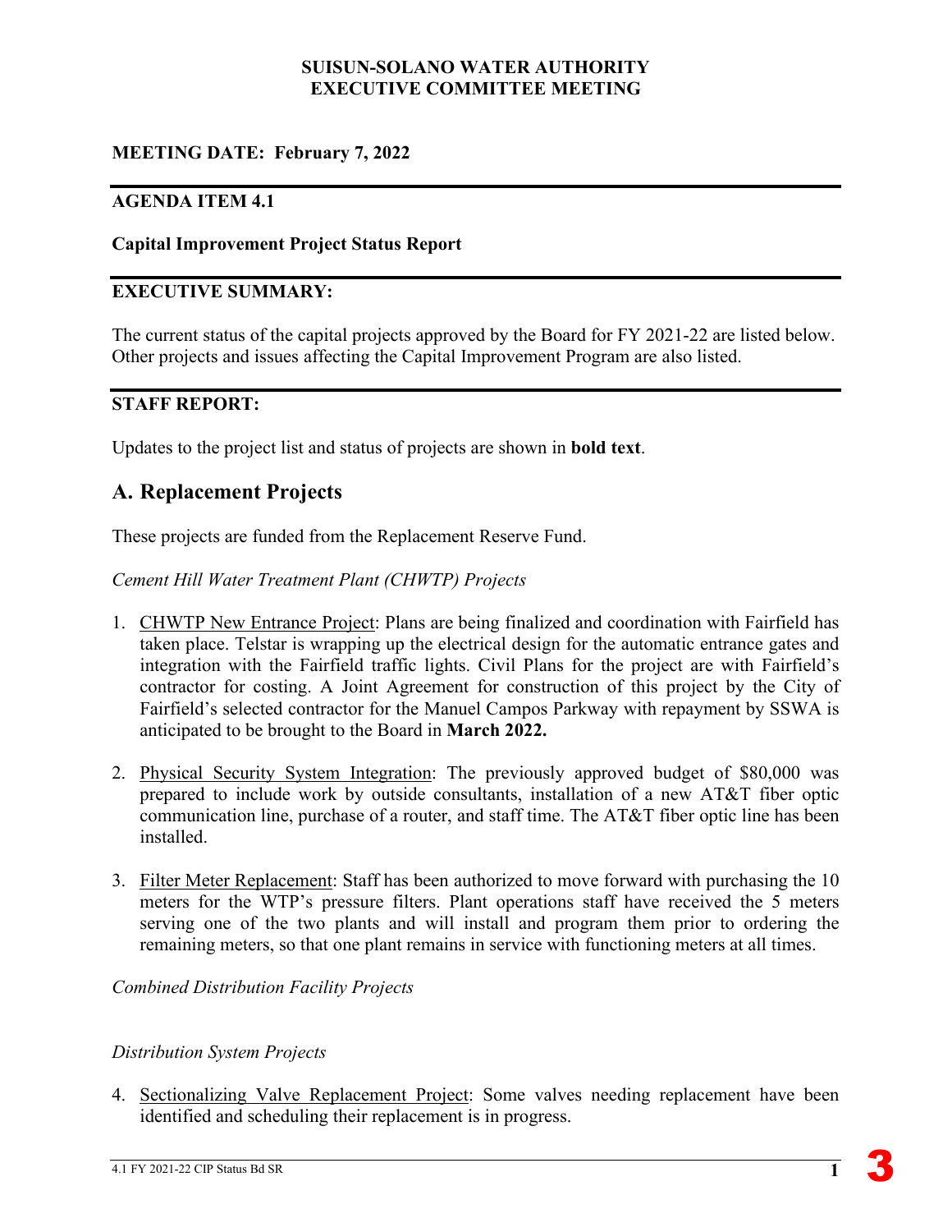**SUISUN-SOLANO WATER AUTHORITY**
**EXECUTIVE COMMITTEE MEETING**

**MEETING DATE: February 7, 2022**

---

**AGENDA ITEM 4.1**

**Capital Improvement Project Status Report**

---

**EXECUTIVE SUMMARY:**

The current status of the capital projects approved by the Board for FY 2021-22 are listed below. Other projects and issues affecting the Capital Improvement Program are also listed.

---

**STAFF REPORT:**

Updates to the project list and status of projects are shown in **bold text**.

## A. Replacement Projects

These projects are funded from the Replacement Reserve Fund.

*Cement Hill Water Treatment Plant (CHWTP) Projects*

1. CHWTP New Entrance Project: Plans are being finalized and coordination with Fairfield has taken place. Telstar is wrapping up the electrical design for the automatic entrance gates and integration with the Fairfield traffic lights. Civil Plans for the project are with Fairfield's contractor for costing. A Joint Agreement for construction of this project by the City of Fairfield's selected contractor for the Manuel Campos Parkway with repayment by SSWA is anticipated to be brought to the Board in **March 2022.**

2. Physical Security System Integration: The previously approved budget of $80,000 was prepared to include work by outside consultants, installation of a new AT&T fiber optic communication line, purchase of a router, and staff time. The AT&T fiber optic line has been installed.

3. Filter Meter Replacement: Staff has been authorized to move forward with purchasing the 10 meters for the WTP's pressure filters. Plant operations staff have received the 5 meters serving one of the two plants and will install and program them prior to ordering the remaining meters, so that one plant remains in service with functioning meters at all times.

*Combined Distribution Facility Projects*

*Distribution System Projects*

4. Sectionalizing Valve Replacement Project: Some valves needing replacement have been identified and scheduling their replacement is in progress.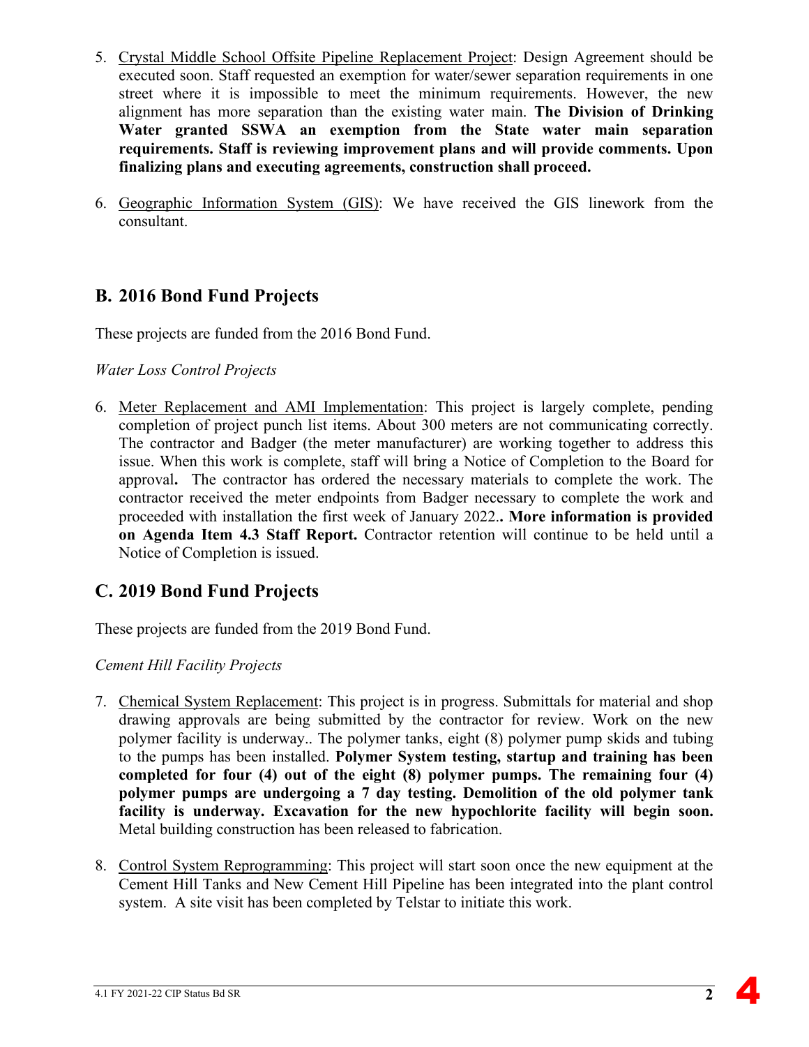5. Crystal Middle School Offsite Pipeline Replacement Project: Design Agreement should be executed soon. Staff requested an exemption for water/sewer separation requirements in one street where it is impossible to meet the minimum requirements. However, the new alignment has more separation than the existing water main. **The Division of Drinking Water granted SSWA an exemption from the State water main separation requirements. Staff is reviewing improvement plans and will provide comments. Upon finalizing plans and executing agreements, construction shall proceed.**

6. Geographic Information System (GIS): We have received the GIS linework from the consultant.

## B. 2016 Bond Fund Projects

These projects are funded from the 2016 Bond Fund.

*Water Loss Control Projects*

6. Meter Replacement and AMI Implementation: This project is largely complete, pending completion of project punch list items. About 300 meters are not communicating correctly. The contractor and Badger (the meter manufacturer) are working together to address this issue. When this work is complete, staff will bring a Notice of Completion to the Board for approval**.** The contractor has ordered the necessary materials to complete the work. The contractor received the meter endpoints from Badger necessary to complete the work and proceeded with installation the first week of January 2022.**. More information is provided on Agenda Item 4.3 Staff Report.** Contractor retention will continue to be held until a Notice of Completion is issued.

## C. 2019 Bond Fund Projects

These projects are funded from the 2019 Bond Fund.

*Cement Hill Facility Projects*

7. Chemical System Replacement: This project is in progress. Submittals for material and shop drawing approvals are being submitted by the contractor for review. Work on the new polymer facility is underway.. The polymer tanks, eight (8) polymer pump skids and tubing to the pumps has been installed. **Polymer System testing, startup and training has been completed for four (4) out of the eight (8) polymer pumps. The remaining four (4) polymer pumps are undergoing a 7 day testing. Demolition of the old polymer tank facility is underway. Excavation for the new hypochlorite facility will begin soon.** Metal building construction has been released to fabrication.

8. Control System Reprogramming: This project will start soon once the new equipment at the Cement Hill Tanks and New Cement Hill Pipeline has been integrated into the plant control system. A site visit has been completed by Telstar to initiate this work.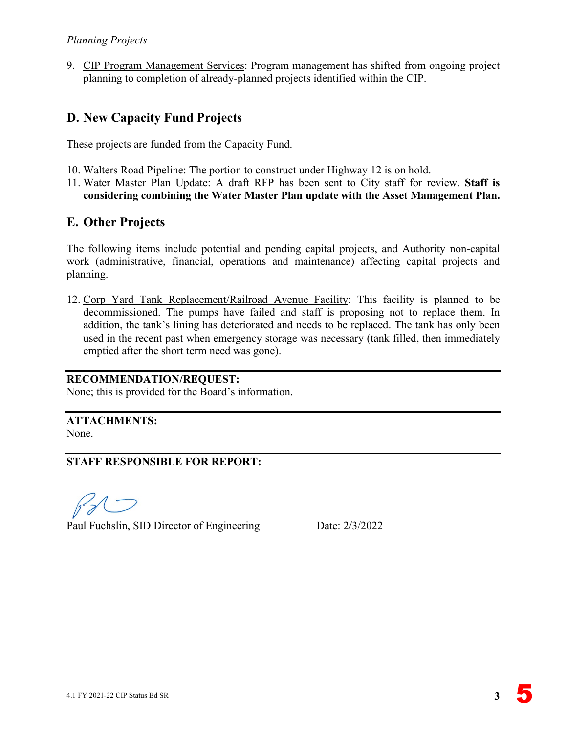*Planning Projects*

9. CIP Program Management Services: Program management has shifted from ongoing project planning to completion of already-planned projects identified within the CIP.

## D. New Capacity Fund Projects

These projects are funded from the Capacity Fund.

10. Walters Road Pipeline: The portion to construct under Highway 12 is on hold.
11. Water Master Plan Update: A draft RFP has been sent to City staff for review. **Staff is considering combining the Water Master Plan update with the Asset Management Plan.**

## E. Other Projects

The following items include potential and pending capital projects, and Authority non-capital work (administrative, financial, operations and maintenance) affecting capital projects and planning.

12. Corp Yard Tank Replacement/Railroad Avenue Facility: This facility is planned to be decommissioned. The pumps have failed and staff is proposing not to replace them. In addition, the tank's lining has deteriorated and needs to be replaced. The tank has only been used in the recent past when emergency storage was necessary (tank filled, then immediately emptied after the short term need was gone).

**RECOMMENDATION/REQUEST:**
None; this is provided for the Board's information.

**ATTACHMENTS:**
None.

**STAFF RESPONSIBLE FOR REPORT:**

Paul Fuchslin, SID Director of Engineering     Date: 2/3/2022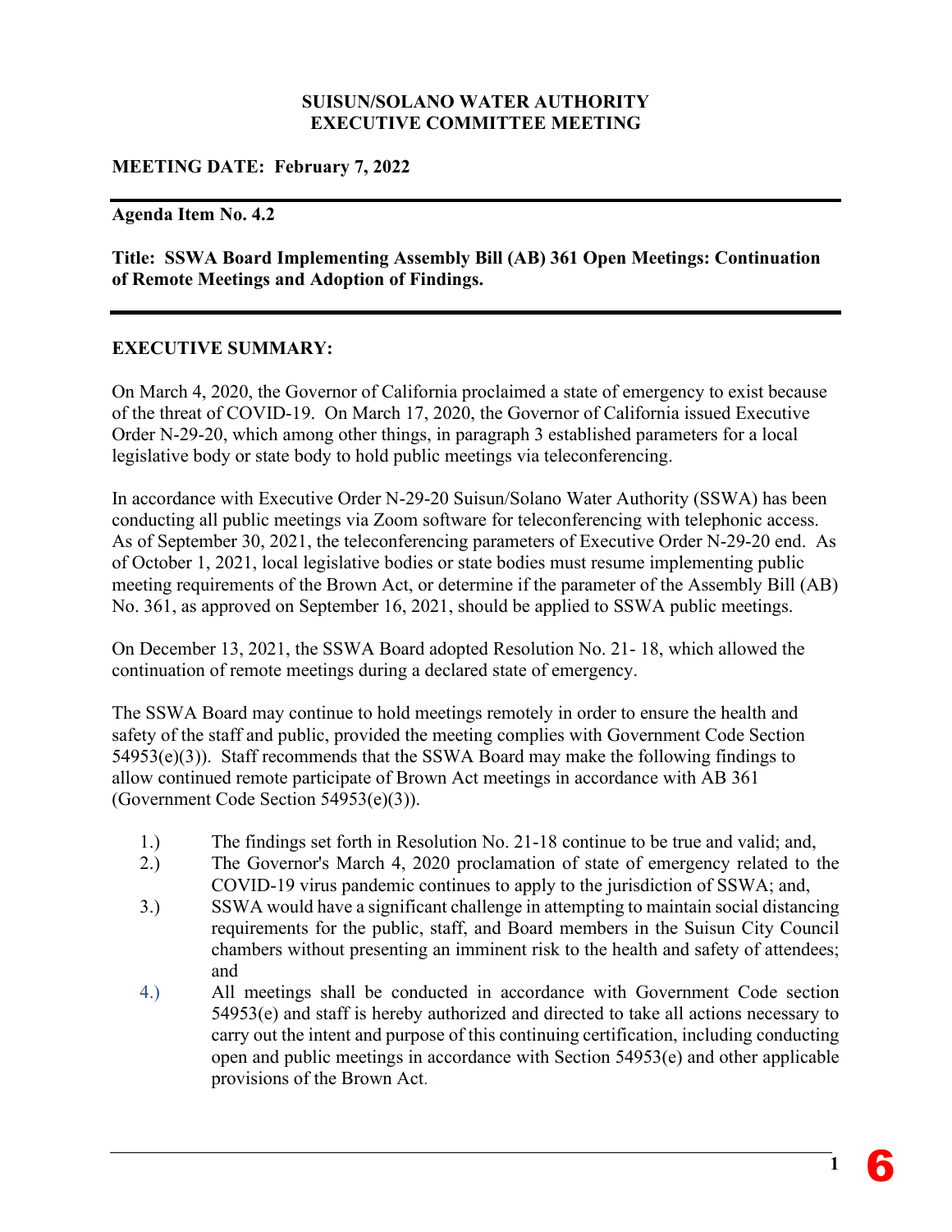**SUISUN/SOLANO WATER AUTHORITY**
**EXECUTIVE COMMITTEE MEETING**

**MEETING DATE: February 7, 2022**

**Agenda Item No. 4.2**

**Title: SSWA Board Implementing Assembly Bill (AB) 361 Open Meetings: Continuation of Remote Meetings and Adoption of Findings.**

**EXECUTIVE SUMMARY:**

On March 4, 2020, the Governor of California proclaimed a state of emergency to exist because of the threat of COVID-19. On March 17, 2020, the Governor of California issued Executive Order N-29-20, which among other things, in paragraph 3 established parameters for a local legislative body or state body to hold public meetings via teleconferencing.

In accordance with Executive Order N-29-20 Suisun/Solano Water Authority (SSWA) has been conducting all public meetings via Zoom software for teleconferencing with telephonic access. As of September 30, 2021, the teleconferencing parameters of Executive Order N-29-20 end. As of October 1, 2021, local legislative bodies or state bodies must resume implementing public meeting requirements of the Brown Act, or determine if the parameter of the Assembly Bill (AB) No. 361, as approved on September 16, 2021, should be applied to SSWA public meetings.

On December 13, 2021, the SSWA Board adopted Resolution No. 21- 18, which allowed the continuation of remote meetings during a declared state of emergency.

The SSWA Board may continue to hold meetings remotely in order to ensure the health and safety of the staff and public, provided the meeting complies with Government Code Section 54953(e)(3)). Staff recommends that the SSWA Board may make the following findings to allow continued remote participate of Brown Act meetings in accordance with AB 361 (Government Code Section 54953(e)(3)).

1.) The findings set forth in Resolution No. 21-18 continue to be true and valid; and,
2.) The Governor's March 4, 2020 proclamation of state of emergency related to the COVID-19 virus pandemic continues to apply to the jurisdiction of SSWA; and,
3.) SSWA would have a significant challenge in attempting to maintain social distancing requirements for the public, staff, and Board members in the Suisun City Council chambers without presenting an imminent risk to the health and safety of attendees; and
4.) All meetings shall be conducted in accordance with Government Code section 54953(e) and staff is hereby authorized and directed to take all actions necessary to carry out the intent and purpose of this continuing certification, including conducting open and public meetings in accordance with Section 54953(e) and other applicable provisions of the Brown Act.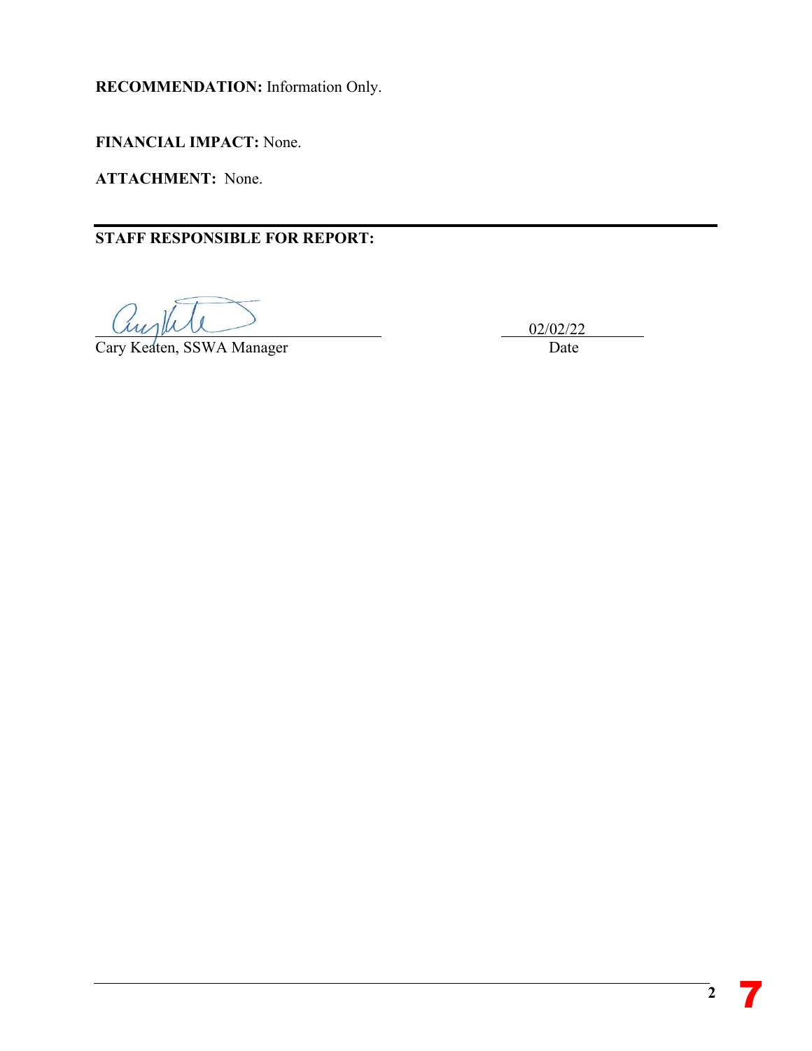**RECOMMENDATION:** Information Only.

**FINANCIAL IMPACT:** None.

**ATTACHMENT:** None.

---

**STAFF RESPONSIBLE FOR REPORT:**

Cary Keaten, SSWA Manager

02/02/22
Date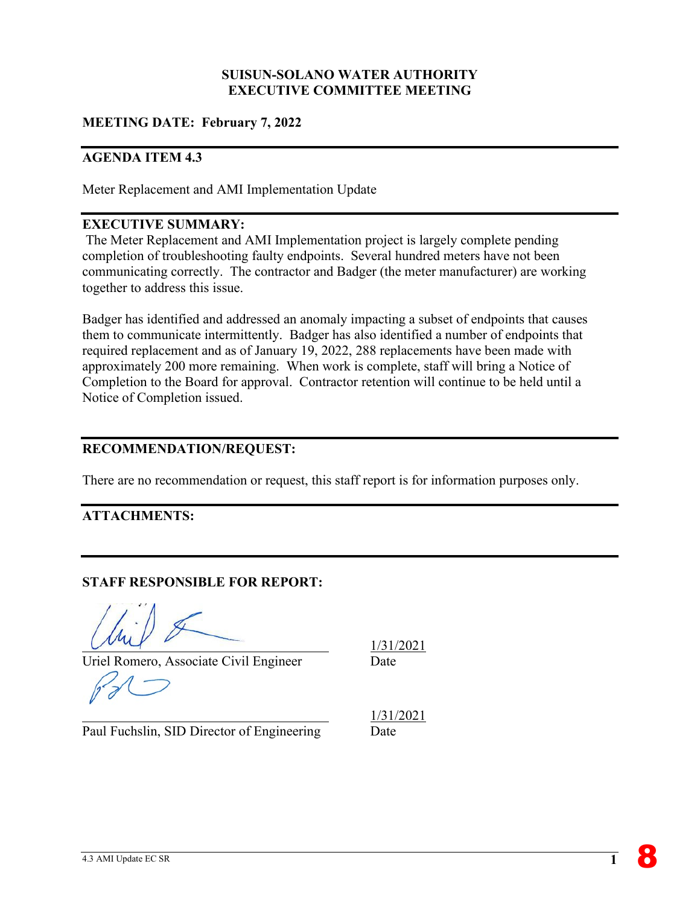**SUISUN-SOLANO WATER AUTHORITY**
**EXECUTIVE COMMITTEE MEETING**

**MEETING DATE: February 7, 2022**

---

**AGENDA ITEM 4.3**

Meter Replacement and AMI Implementation Update

---

**EXECUTIVE SUMMARY:**

The Meter Replacement and AMI Implementation project is largely complete pending completion of troubleshooting faulty endpoints. Several hundred meters have not been communicating correctly. The contractor and Badger (the meter manufacturer) are working together to address this issue.

Badger has identified and addressed an anomaly impacting a subset of endpoints that causes them to communicate intermittently. Badger has also identified a number of endpoints that required replacement and as of January 19, 2022, 288 replacements have been made with approximately 200 more remaining. When work is complete, staff will bring a Notice of Completion to the Board for approval. Contractor retention will continue to be held until a Notice of Completion issued.

---

**RECOMMENDATION/REQUEST:**

There are no recommendation or request, this staff report is for information purposes only.

---

**ATTACHMENTS:**

---

**STAFF RESPONSIBLE FOR REPORT:**

Uriel Romero, Associate Civil Engineer — Date: 1/31/2021

Paul Fuchslin, SID Director of Engineering — Date: 1/31/2021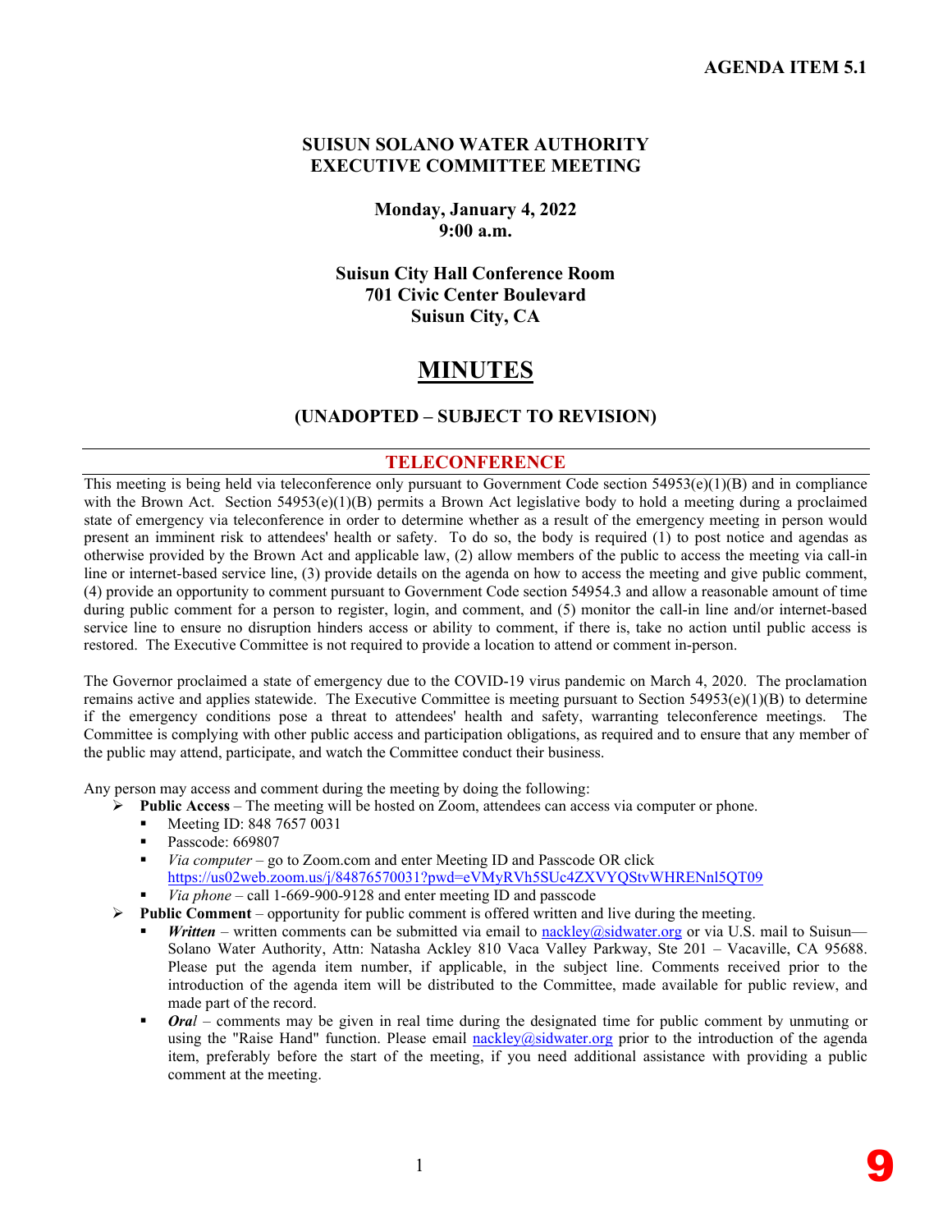**AGENDA ITEM 5.1**

# SUISUN SOLANO WATER AUTHORITY EXECUTIVE COMMITTEE MEETING

**Monday, January 4, 2022**
**9:00 a.m.**

**Suisun City Hall Conference Room**
**701 Civic Center Boulevard**
**Suisun City, CA**

# MINUTES

## (UNADOPTED – SUBJECT TO REVISION)

## TELECONFERENCE

This meeting is being held via teleconference only pursuant to Government Code section 54953(e)(1)(B) and in compliance with the Brown Act. Section 54953(e)(1)(B) permits a Brown Act legislative body to hold a meeting during a proclaimed state of emergency via teleconference in order to determine whether as a result of the emergency meeting in person would present an imminent risk to attendees' health or safety. To do so, the body is required (1) to post notice and agendas as otherwise provided by the Brown Act and applicable law, (2) allow members of the public to access the meeting via call-in line or internet-based service line, (3) provide details on the agenda on how to access the meeting and give public comment, (4) provide an opportunity to comment pursuant to Government Code section 54954.3 and allow a reasonable amount of time during public comment for a person to register, login, and comment, and (5) monitor the call-in line and/or internet-based service line to ensure no disruption hinders access or ability to comment, if there is, take no action until public access is restored. The Executive Committee is not required to provide a location to attend or comment in-person.

The Governor proclaimed a state of emergency due to the COVID-19 virus pandemic on March 4, 2020. The proclamation remains active and applies statewide. The Executive Committee is meeting pursuant to Section 54953(e)(1)(B) to determine if the emergency conditions pose a threat to attendees' health and safety, warranting teleconference meetings. The Committee is complying with other public access and participation obligations, as required and to ensure that any member of the public may attend, participate, and watch the Committee conduct their business.

Any person may access and comment during the meeting by doing the following:

- **Public Access** – The meeting will be hosted on Zoom, attendees can access via computer or phone.
  - Meeting ID: 848 7657 0031
  - Passcode: 669807
  - *Via computer* – go to Zoom.com and enter Meeting ID and Passcode OR click https://us02web.zoom.us/j/84876570031?pwd=eVMyRVh5SUc4ZXVYQStvWHRENnl5QT09
  - *Via phone* – call 1-669-900-9128 and enter meeting ID and passcode
- **Public Comment** – opportunity for public comment is offered written and live during the meeting.
  - ***Written*** – written comments can be submitted via email to nackley@sidwater.org or via U.S. mail to Suisun—Solano Water Authority, Attn: Natasha Ackley 810 Vaca Valley Parkway, Ste 201 – Vacaville, CA 95688. Please put the agenda item number, if applicable, in the subject line. Comments received prior to the introduction of the agenda item will be distributed to the Committee, made available for public review, and made part of the record.
  - ***Oral*** – comments may be given in real time during the designated time for public comment by unmuting or using the "Raise Hand" function. Please email nackley@sidwater.org prior to the introduction of the agenda item, preferably before the start of the meeting, if you need additional assistance with providing a public comment at the meeting.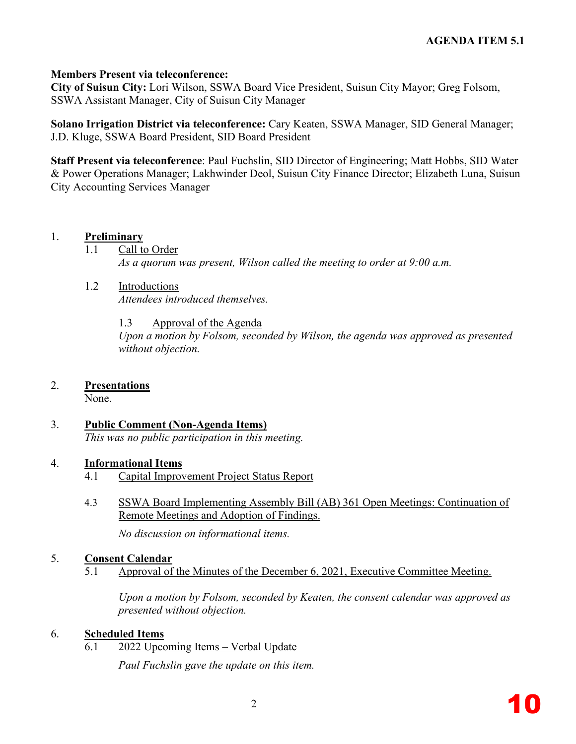**AGENDA ITEM 5.1**

**Members Present via teleconference:**
**City of Suisun City:** Lori Wilson, SSWA Board Vice President, Suisun City Mayor; Greg Folsom, SSWA Assistant Manager, City of Suisun City Manager

**Solano Irrigation District via teleconference:** Cary Keaten, SSWA Manager, SID General Manager; J.D. Kluge, SSWA Board President, SID Board President

**Staff Present via teleconference**: Paul Fuchslin, SID Director of Engineering; Matt Hobbs, SID Water & Power Operations Manager; Lakhwinder Deol, Suisun City Finance Director; Elizabeth Luna, Suisun City Accounting Services Manager

1. **Preliminary**
   - 1.1 Call to Order
     *As a quorum was present, Wilson called the meeting to order at 9:00 a.m.*
   - 1.2 Introductions
     *Attendees introduced themselves.*
   - 1.3 Approval of the Agenda
     *Upon a motion by Folsom, seconded by Wilson, the agenda was approved as presented without objection.*

2. **Presentations**
   None.

3. **Public Comment (Non-Agenda Items)**
   *This was no public participation in this meeting.*

4. **Informational Items**
   - 4.1 Capital Improvement Project Status Report
   - 4.3 SSWA Board Implementing Assembly Bill (AB) 361 Open Meetings: Continuation of Remote Meetings and Adoption of Findings.

     *No discussion on informational items.*

5. **Consent Calendar**
   - 5.1 Approval of the Minutes of the December 6, 2021, Executive Committee Meeting.

     *Upon a motion by Folsom, seconded by Keaten, the consent calendar was approved as presented without objection.*

6. **Scheduled Items**
   - 6.1 2022 Upcoming Items – Verbal Update

     *Paul Fuchslin gave the update on this item.*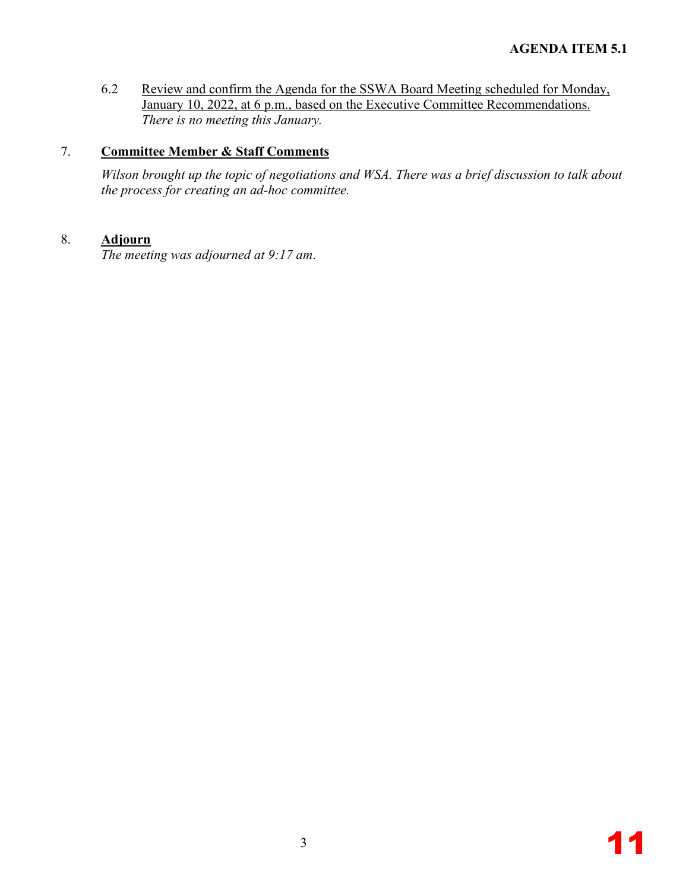6.2 Review and confirm the Agenda for the SSWA Board Meeting scheduled for Monday, January 10, 2022, at 6 p.m., based on the Executive Committee Recommendations.
*There is no meeting this January.*

7. **Committee Member & Staff Comments**

*Wilson brought up the topic of negotiations and WSA. There was a brief discussion to talk about the process for creating an ad-hoc committee.*

8. **Adjourn**

*The meeting was adjourned at 9:17 am.*